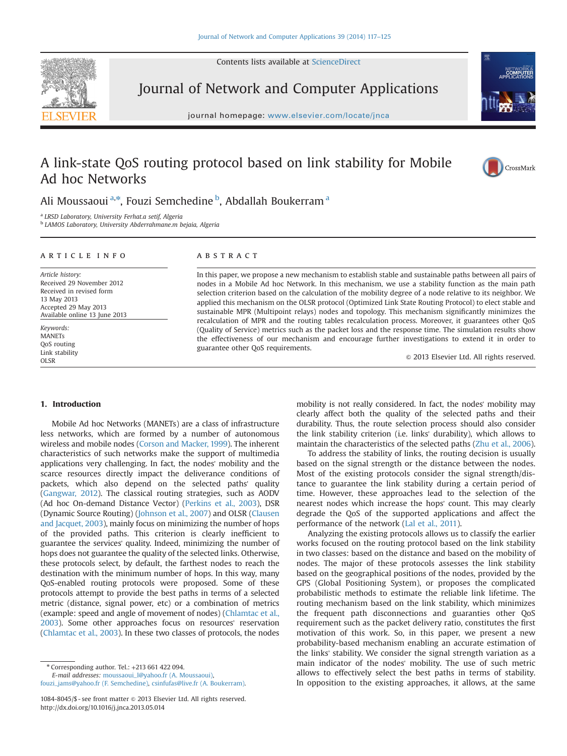# A link-state QoS routing protocol based on link stability for Mobile Ad hoc Networks

Ali Moussaoui [a,*], Fouzi Semchedine [b], Abdallah Boukerram [a]

[a] LRSD Laboratory, University Ferhat.a setif, Algeria
[b] LAMOS Laboratory, University Abderrahmane.m bejaia, Algeria

**ARTICLE INFO**

*Article history:*
Received 29 November 2012
Received in revised form
13 May 2013
Accepted 29 May 2013
Available online 13 June 2013

*Keywords:*
MANETs
QoS routing
Link stability
OLSR

**ABSTRACT**

In this paper, we propose a new mechanism to establish stable and sustainable paths between all pairs of nodes in a Mobile Ad hoc Network. In this mechanism, we use a stability function as the main path selection criterion based on the calculation of the mobility degree of a node relative to its neighbor. We applied this mechanism on the OLSR protocol (Optimized Link State Routing Protocol) to elect stable and sustainable MPR (Multipoint relays) nodes and topology. This mechanism significantly minimizes the recalculation of MPR and the routing tables recalculation process. Moreover, it guarantees other QoS (Quality of Service) metrics such as the packet loss and the response time. The simulation results show the effectiveness of our mechanism and encourage further investigations to extend it in order to guarantee other QoS requirements.

© 2013 Elsevier Ltd. All rights reserved.

## 1. Introduction

Mobile Ad hoc Networks (MANETs) are a class of infrastructure less networks, which are formed by a number of autonomous wireless and mobile nodes (Corson and Macker, 1999). The inherent characteristics of such networks make the support of multimedia applications very challenging. In fact, the nodes' mobility and the scarce resources directly impact the deliverance conditions of packets, which also depend on the selected paths' quality (Gangwar, 2012). The classical routing strategies, such as AODV (Ad hoc On-demand Distance Vector) (Perkins et al., 2003), DSR (Dynamic Source Routing) (Johnson et al., 2007) and OLSR (Clausen and Jacquet, 2003), mainly focus on minimizing the number of hops of the provided paths. This criterion is clearly inefficient to guarantee the services' quality. Indeed, minimizing the number of hops does not guarantee the quality of the selected links. Otherwise, these protocols select, by default, the farthest nodes to reach the destination with the minimum number of hops. In this way, many QoS-enabled routing protocols were proposed. Some of these protocols attempt to provide the best paths in terms of a selected metric (distance, signal power, etc) or a combination of metrics (example: speed and angle of movement of nodes) (Chlamtac et al., 2003). Some other approaches focus on resources' reservation (Chlamtac et al., 2003). In these two classes of protocols, the nodes mobility is not really considered. In fact, the nodes' mobility may clearly affect both the quality of the selected paths and their durability. Thus, the route selection process should also consider the link stability criterion (i.e. links' durability), which allows to maintain the characteristics of the selected paths (Zhu et al., 2006).

To address the stability of links, the routing decision is usually based on the signal strength or the distance between the nodes. Most of the existing protocols consider the signal strength/distance to guarantee the link stability during a certain period of time. However, these approaches lead to the selection of the nearest nodes which increase the hops' count. This may clearly degrade the QoS of the supported applications and affect the performance of the network (Lal et al., 2011).

Analyzing the existing protocols allows us to classify the earlier works focused on the routing protocol based on the link stability in two classes: based on the distance and based on the mobility of nodes. The major of these protocols assesses the link stability based on the geographical positions of the nodes, provided by the GPS (Global Positioning System), or proposes the complicated probabilistic methods to estimate the reliable link lifetime. The routing mechanism based on the link stability, which minimizes the frequent path disconnections and guaranties other QoS requirement such as the packet delivery ratio, constitutes the first motivation of this work. So, in this paper, we present a new probability-based mechanism enabling an accurate estimation of the links' stability. We consider the signal strength variation as a main indicator of the nodes' mobility. The use of such metric allows to effectively select the best paths in terms of stability. In opposition to the existing approaches, it allows, at the same

* Corresponding author. Tel.: +213 661 422 094.
*E-mail addresses:* moussaoui_l@yahoo.fr (A. Moussaoui), fouzi_jams@yahoo.fr (F. Semchedine), csinfufas@live.fr (A. Boukerram).

1084-8045/$ - see front matter © 2013 Elsevier Ltd. All rights reserved.
http://dx.doi.org/10.1016/j.jnca.2013.05.014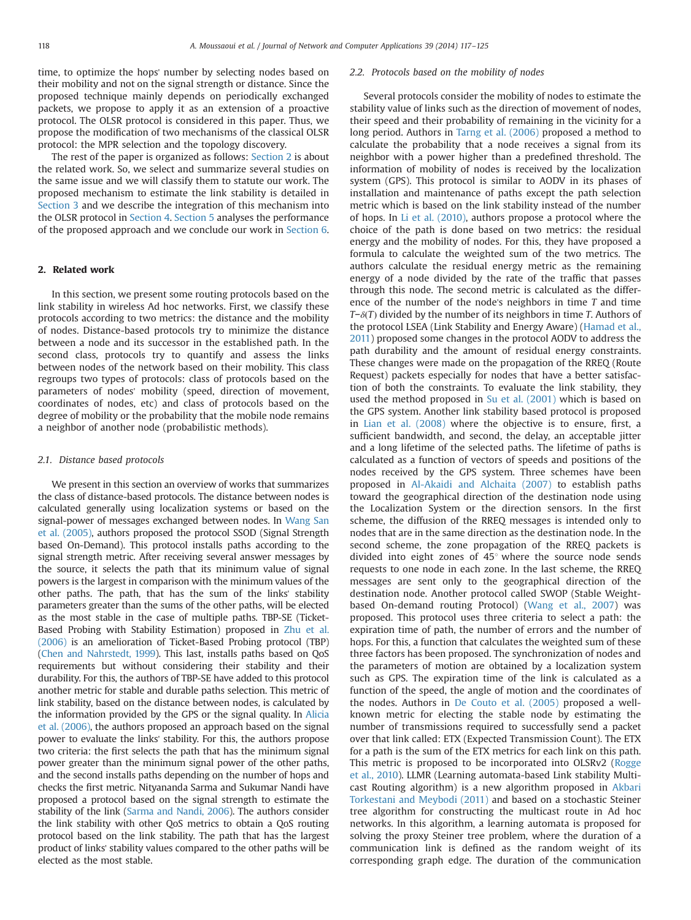time, to optimize the hops' number by selecting nodes based on their mobility and not on the signal strength or distance. Since the proposed technique mainly depends on periodically exchanged packets, we propose to apply it as an extension of a proactive protocol. The OLSR protocol is considered in this paper. Thus, we propose the modification of two mechanisms of the classical OLSR protocol: the MPR selection and the topology discovery.

The rest of the paper is organized as follows: Section 2 is about the related work. So, we select and summarize several studies on the same issue and we will classify them to statute our work. The proposed mechanism to estimate the link stability is detailed in Section 3 and we describe the integration of this mechanism into the OLSR protocol in Section 4. Section 5 analyses the performance of the proposed approach and we conclude our work in Section 6.

## 2. Related work

In this section, we present some routing protocols based on the link stability in wireless Ad hoc networks. First, we classify these protocols according to two metrics: the distance and the mobility of nodes. Distance-based protocols try to minimize the distance between a node and its successor in the established path. In the second class, protocols try to quantify and assess the links between nodes of the network based on their mobility. This class regroups two types of protocols: class of protocols based on the parameters of nodes' mobility (speed, direction of movement, coordinates of nodes, etc) and class of protocols based on the degree of mobility or the probability that the mobile node remains a neighbor of another node (probabilistic methods).

### 2.1. Distance based protocols

We present in this section an overview of works that summarizes the class of distance-based protocols. The distance between nodes is calculated generally using localization systems or based on the signal-power of messages exchanged between nodes. In Wang San et al. (2005), authors proposed the protocol SSOD (Signal Strength based On-Demand). This protocol installs paths according to the signal strength metric. After receiving several answer messages by the source, it selects the path that its minimum value of signal powers is the largest in comparison with the minimum values of the other paths. The path, that has the sum of the links' stability parameters greater than the sums of the other paths, will be elected as the most stable in the case of multiple paths. TBP-SE (Ticket-Based Probing with Stability Estimation) proposed in Zhu et al. (2006) is an amelioration of Ticket-Based Probing protocol (TBP) (Chen and Nahrstedt, 1999). This last, installs paths based on QoS requirements but without considering their stability and their durability. For this, the authors of TBP-SE have added to this protocol another metric for stable and durable paths selection. This metric of link stability, based on the distance between nodes, is calculated by the information provided by the GPS or the signal quality. In Alicia et al. (2006), the authors proposed an approach based on the signal power to evaluate the links' stability. For this, the authors propose two criteria: the first selects the path that has the minimum signal power greater than the minimum signal power of the other paths, and the second installs paths depending on the number of hops and checks the first metric. Nityananda Sarma and Sukumar Nandi have proposed a protocol based on the signal strength to estimate the stability of the link (Sarma and Nandi, 2006). The authors consider the link stability with other QoS metrics to obtain a QoS routing protocol based on the link stability. The path that has the largest product of links' stability values compared to the other paths will be elected as the most stable.

### 2.2. Protocols based on the mobility of nodes

Several protocols consider the mobility of nodes to estimate the stability value of links such as the direction of movement of nodes, their speed and their probability of remaining in the vicinity for a long period. Authors in Tarng et al. (2006) proposed a method to calculate the probability that a node receives a signal from its neighbor with a power higher than a predefined threshold. The information of mobility of nodes is received by the localization system (GPS). This protocol is similar to AODV in its phases of installation and maintenance of paths except the path selection metric which is based on the link stability instead of the number of hops. In Li et al. (2010), authors propose a protocol where the choice of the path is done based on two metrics: the residual energy and the mobility of nodes. For this, they have proposed a formula to calculate the weighted sum of the two metrics. The authors calculate the residual energy metric as the remaining energy of a node divided by the rate of the traffic that passes through this node. The second metric is calculated as the difference of the number of the node's neighbors in time $T$ and time $T-\delta(T)$ divided by the number of its neighbors in time $T$. Authors of the protocol LSEA (Link Stability and Energy Aware) (Hamad et al., 2011) proposed some changes in the protocol AODV to address the path durability and the amount of residual energy constraints. These changes were made on the propagation of the RREQ (Route Request) packets especially for nodes that have a better satisfaction of both the constraints. To evaluate the link stability, they used the method proposed in Su et al. (2001) which is based on the GPS system. Another link stability based protocol is proposed in Lian et al. (2008) where the objective is to ensure, first, a sufficient bandwidth, and second, the delay, an acceptable jitter and a long lifetime of the selected paths. The lifetime of paths is calculated as a function of vectors of speeds and positions of the nodes received by the GPS system. Three schemes have been proposed in Al-Akaidi and Alchaita (2007) to establish paths toward the geographical direction of the destination node using the Localization System or the direction sensors. In the first scheme, the diffusion of the RREQ messages is intended only to nodes that are in the same direction as the destination node. In the second scheme, the zone propagation of the RREQ packets is divided into eight zones of 45° where the source node sends requests to one node in each zone. In the last scheme, the RREQ messages are sent only to the geographical direction of the destination node. Another protocol called SWOP (Stable Weight-based On-demand routing Protocol) (Wang et al., 2007) was proposed. This protocol uses three criteria to select a path: the expiration time of path, the number of errors and the number of hops. For this, a function that calculates the weighted sum of these three factors has been proposed. The synchronization of nodes and the parameters of motion are obtained by a localization system such as GPS. The expiration time of the link is calculated as a function of the speed, the angle of motion and the coordinates of the nodes. Authors in De Couto et al. (2005) proposed a well-known metric for electing the stable node by estimating the number of transmissions required to successfully send a packet over that link called: ETX (Expected Transmission Count). The ETX for a path is the sum of the ETX metrics for each link on this path. This metric is proposed to be incorporated into OLSRv2 (Rogge et al., 2010). LLMR (Learning automata-based Link stability Multicast Routing algorithm) is a new algorithm proposed in Akbari Torkestani and Meybodi (2011) and based on a stochastic Steiner tree algorithm for constructing the multicast route in Ad hoc networks. In this algorithm, a learning automata is proposed for solving the proxy Steiner tree problem, where the duration of a communication link is defined as the random weight of its corresponding graph edge. The duration of the communication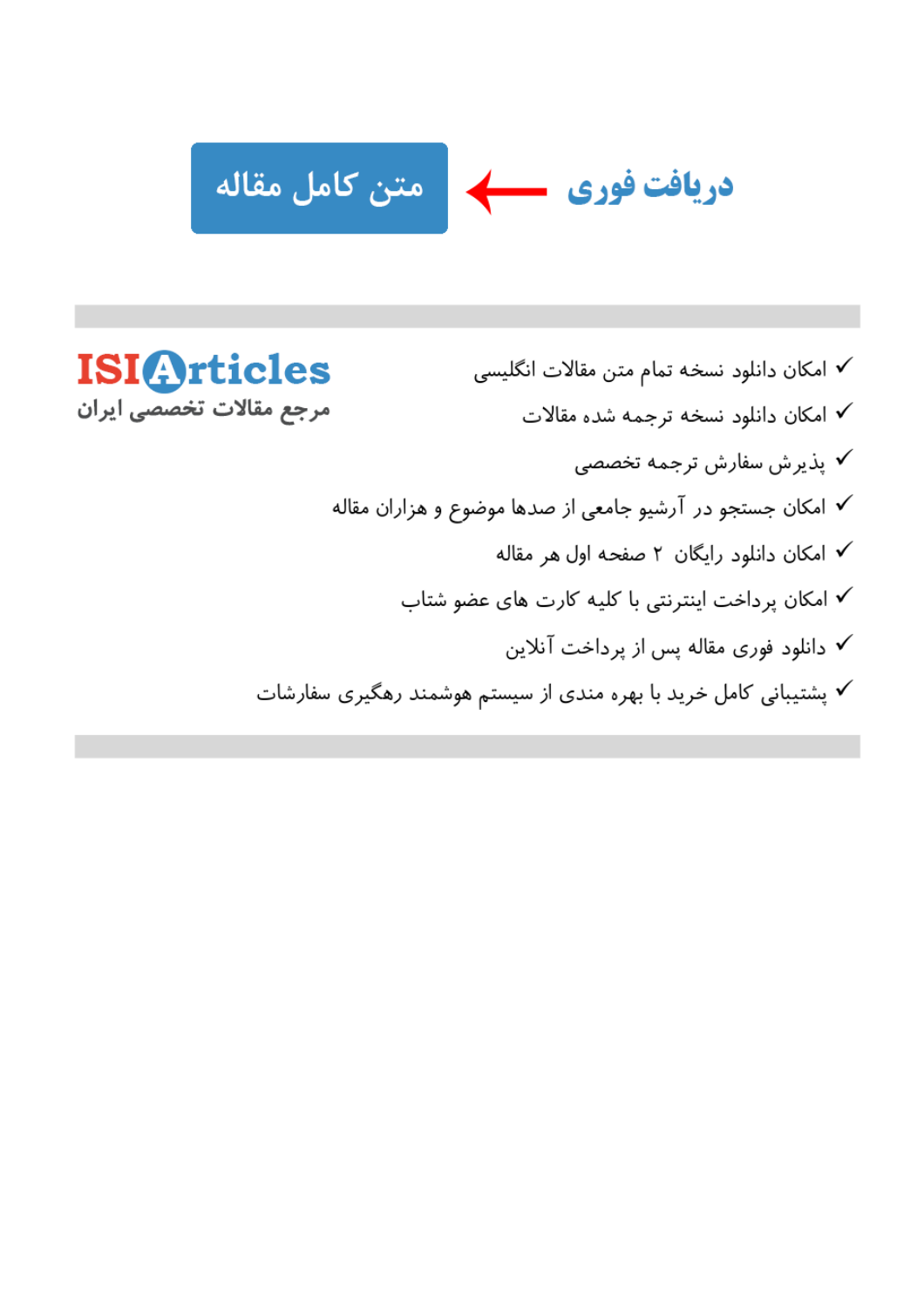دریافت فوری ← متن کامل مقاله

**ISIArticles**
مرجع مقالات تخصصی ایران

- ✓ امکان دانلود نسخه تمام متن مقالات انگلیسی
- ✓ امکان دانلود نسخه ترجمه شده مقالات
- ✓ پذیرش سفارش ترجمه تخصصی
- ✓ امکان جستجو در آرشیو جامعی از صدها موضوع و هزاران مقاله
- ✓ امکان دانلود رایگان ۲ صفحه اول هر مقاله
- ✓ امکان پرداخت اینترنتی با کلیه کارت های عضو شتاب
- ✓ دانلود فوری مقاله پس از پرداخت آنلاین
- ✓ پشتیبانی کامل خرید با بهره مندی از سیستم هوشمند رهگیری سفارشات